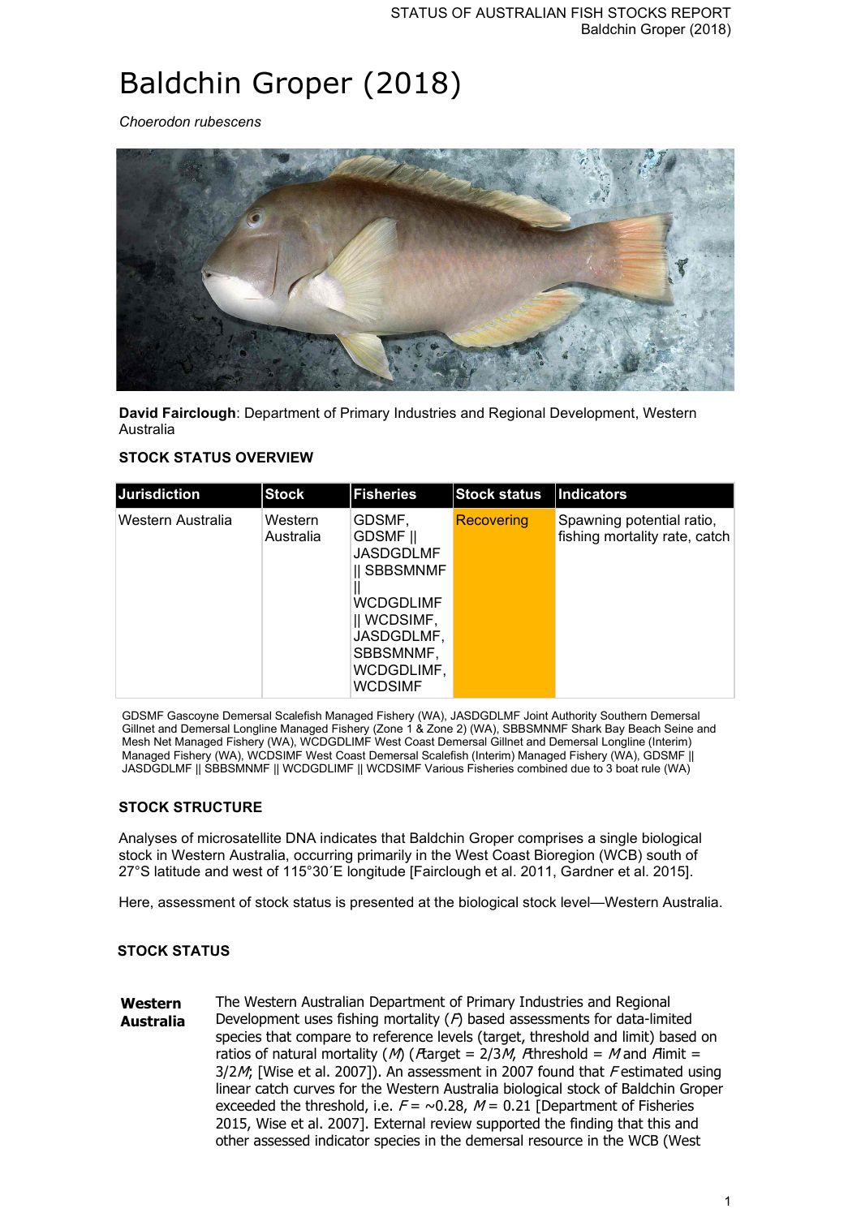# Baldchin Groper (2018)

*Choerodon rubescens*

**David Fairclough**: Department of Primary Industries and Regional Development, Western Australia

## STOCK STATUS OVERVIEW

| Jurisdiction | Stock | Fisheries | Stock status | Indicators |
|---|---|---|---|---|
| Western Australia | Western Australia | GDSMF, GDSMF &#124;&#124; JASDGDLMF &#124;&#124; SBBSMNMF &#124;&#124; WCDGDLIMF &#124;&#124; WCDSIMF, JASDGDLMF, SBBSMNMF, WCDGDLIMF, WCDSIMF | Recovering | Spawning potential ratio, fishing mortality rate, catch |

GDSMF Gascoyne Demersal Scalefish Managed Fishery (WA), JASDGDLMF Joint Authority Southern Demersal Gillnet and Demersal Longline Managed Fishery (Zone 1 & Zone 2) (WA), SBBSMNMF Shark Bay Beach Seine and Mesh Net Managed Fishery (WA), WCDGDLIMF West Coast Demersal Gillnet and Demersal Longline (Interim) Managed Fishery (WA), WCDSIMF West Coast Demersal Scalefish (Interim) Managed Fishery (WA), GDSMF || JASDGDLMF || SBBSMNMF || WCDGDLIMF || WCDSIMF Various Fisheries combined due to 3 boat rule (WA)

## STOCK STRUCTURE

Analyses of microsatellite DNA indicates that Baldchin Groper comprises a single biological stock in Western Australia, occurring primarily in the West Coast Bioregion (WCB) south of 27°S latitude and west of 115°30´E longitude [Fairclough et al. 2011, Gardner et al. 2015].

Here, assessment of stock status is presented at the biological stock level—Western Australia.

## STOCK STATUS

**Western Australia**

The Western Australian Department of Primary Industries and Regional Development uses fishing mortality ($F$) based assessments for data-limited species that compare to reference levels (target, threshold and limit) based on ratios of natural mortality ($M$) ($F$target = 2/3$M$, $F$threshold = $M$ and $F$limit = 3/2$M$; [Wise et al. 2007]). An assessment in 2007 found that $F$ estimated using linear catch curves for the Western Australia biological stock of Baldchin Groper exceeded the threshold, i.e. $F$ = ~0.28, $M$ = 0.21 [Department of Fisheries 2015, Wise et al. 2007]. External review supported the finding that this and other assessed indicator species in the demersal resource in the WCB (West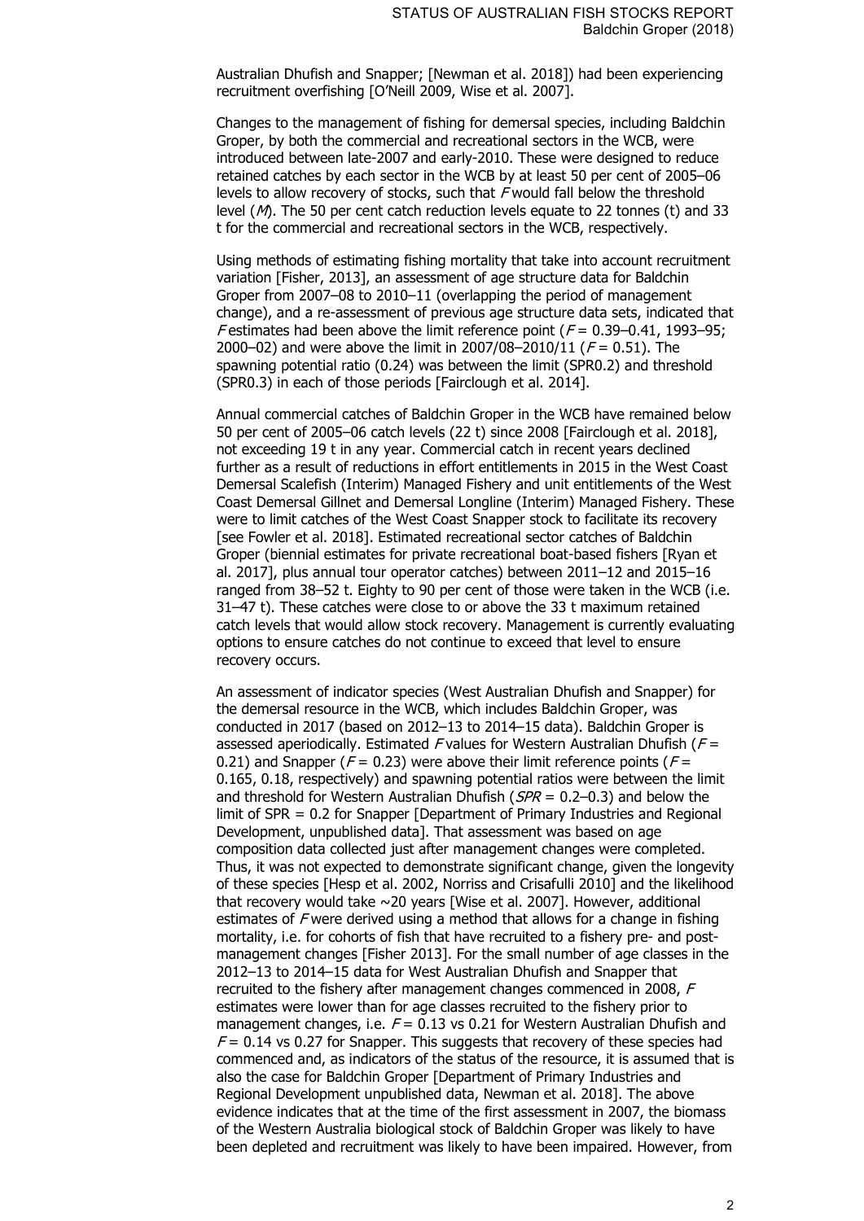Australian Dhufish and Snapper; [Newman et al. 2018]) had been experiencing recruitment overfishing [O'Neill 2009, Wise et al. 2007].

Changes to the management of fishing for demersal species, including Baldchin Groper, by both the commercial and recreational sectors in the WCB, were introduced between late-2007 and early-2010. These were designed to reduce retained catches by each sector in the WCB by at least 50 per cent of 2005–06 levels to allow recovery of stocks, such that $F$ would fall below the threshold level ($M$). The 50 per cent catch reduction levels equate to 22 tonnes (t) and 33 t for the commercial and recreational sectors in the WCB, respectively.

Using methods of estimating fishing mortality that take into account recruitment variation [Fisher, 2013], an assessment of age structure data for Baldchin Groper from 2007–08 to 2010–11 (overlapping the period of management change), and a re-assessment of previous age structure data sets, indicated that $F$ estimates had been above the limit reference point ($F$ = 0.39–0.41, 1993–95; 2000–02) and were above the limit in 2007/08–2010/11 ($F$ = 0.51). The spawning potential ratio (0.24) was between the limit (SPR0.2) and threshold (SPR0.3) in each of those periods [Fairclough et al. 2014].

Annual commercial catches of Baldchin Groper in the WCB have remained below 50 per cent of 2005–06 catch levels (22 t) since 2008 [Fairclough et al. 2018], not exceeding 19 t in any year. Commercial catch in recent years declined further as a result of reductions in effort entitlements in 2015 in the West Coast Demersal Scalefish (Interim) Managed Fishery and unit entitlements of the West Coast Demersal Gillnet and Demersal Longline (Interim) Managed Fishery. These were to limit catches of the West Coast Snapper stock to facilitate its recovery [see Fowler et al. 2018]. Estimated recreational sector catches of Baldchin Groper (biennial estimates for private recreational boat-based fishers [Ryan et al. 2017], plus annual tour operator catches) between 2011–12 and 2015–16 ranged from 38–52 t. Eighty to 90 per cent of those were taken in the WCB (i.e. 31–47 t). These catches were close to or above the 33 t maximum retained catch levels that would allow stock recovery. Management is currently evaluating options to ensure catches do not continue to exceed that level to ensure recovery occurs.

An assessment of indicator species (West Australian Dhufish and Snapper) for the demersal resource in the WCB, which includes Baldchin Groper, was conducted in 2017 (based on 2012–13 to 2014–15 data). Baldchin Groper is assessed aperiodically. Estimated $F$ values for Western Australian Dhufish ($F$ = 0.21) and Snapper ($F$ = 0.23) were above their limit reference points ($F$ = 0.165, 0.18, respectively) and spawning potential ratios were between the limit and threshold for Western Australian Dhufish ($SPR$ = 0.2–0.3) and below the limit of SPR = 0.2 for Snapper [Department of Primary Industries and Regional Development, unpublished data]. That assessment was based on age composition data collected just after management changes were completed. Thus, it was not expected to demonstrate significant change, given the longevity of these species [Hesp et al. 2002, Norriss and Crisafulli 2010] and the likelihood that recovery would take ~20 years [Wise et al. 2007]. However, additional estimates of $F$ were derived using a method that allows for a change in fishing mortality, i.e. for cohorts of fish that have recruited to a fishery pre- and post-management changes [Fisher 2013]. For the small number of age classes in the 2012–13 to 2014–15 data for West Australian Dhufish and Snapper that recruited to the fishery after management changes commenced in 2008, $F$ estimates were lower than for age classes recruited to the fishery prior to management changes, i.e. $F$ = 0.13 vs 0.21 for Western Australian Dhufish and $F$ = 0.14 vs 0.27 for Snapper. This suggests that recovery of these species had commenced and, as indicators of the status of the resource, it is assumed that is also the case for Baldchin Groper [Department of Primary Industries and Regional Development unpublished data, Newman et al. 2018]. The above evidence indicates that at the time of the first assessment in 2007, the biomass of the Western Australia biological stock of Baldchin Groper was likely to have been depleted and recruitment was likely to have been impaired. However, from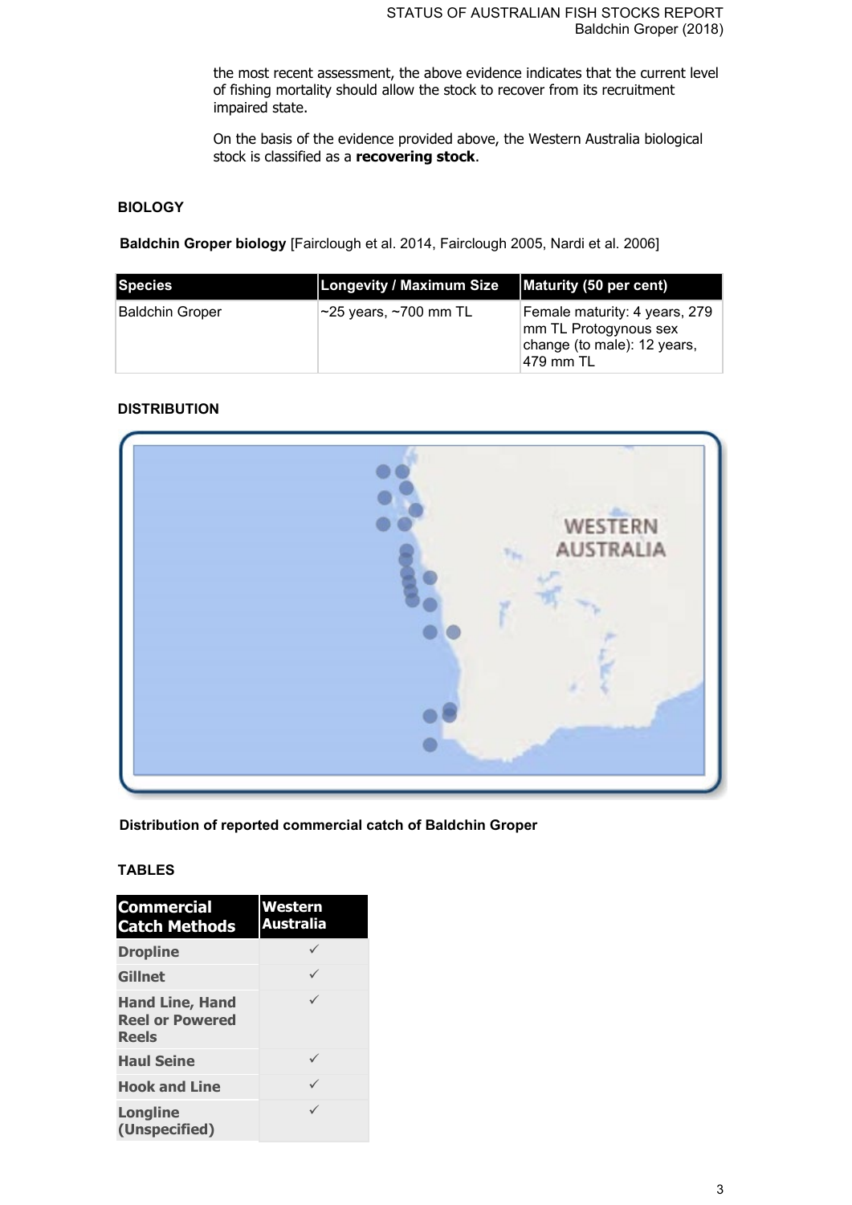the most recent assessment, the above evidence indicates that the current level of fishing mortality should allow the stock to recover from its recruitment impaired state.

On the basis of the evidence provided above, the Western Australia biological stock is classified as a **recovering stock**.

## BIOLOGY

**Baldchin Groper biology** [Fairclough et al. 2014, Fairclough 2005, Nardi et al. 2006]

| Species | Longevity / Maximum Size | Maturity (50 per cent) |
|---|---|---|
| Baldchin Groper | ~25 years, ~700 mm TL | Female maturity: 4 years, 279 mm TL Protogynous sex change (to male): 12 years, 479 mm TL |

## DISTRIBUTION

**Distribution of reported commercial catch of Baldchin Groper**

## TABLES

| Commercial Catch Methods | Western Australia |
|---|---|
| Dropline | ✓ |
| Gillnet | ✓ |
| Hand Line, Hand Reel or Powered Reels | ✓ |
| Haul Seine | ✓ |
| Hook and Line | ✓ |
| Longline (Unspecified) | ✓ |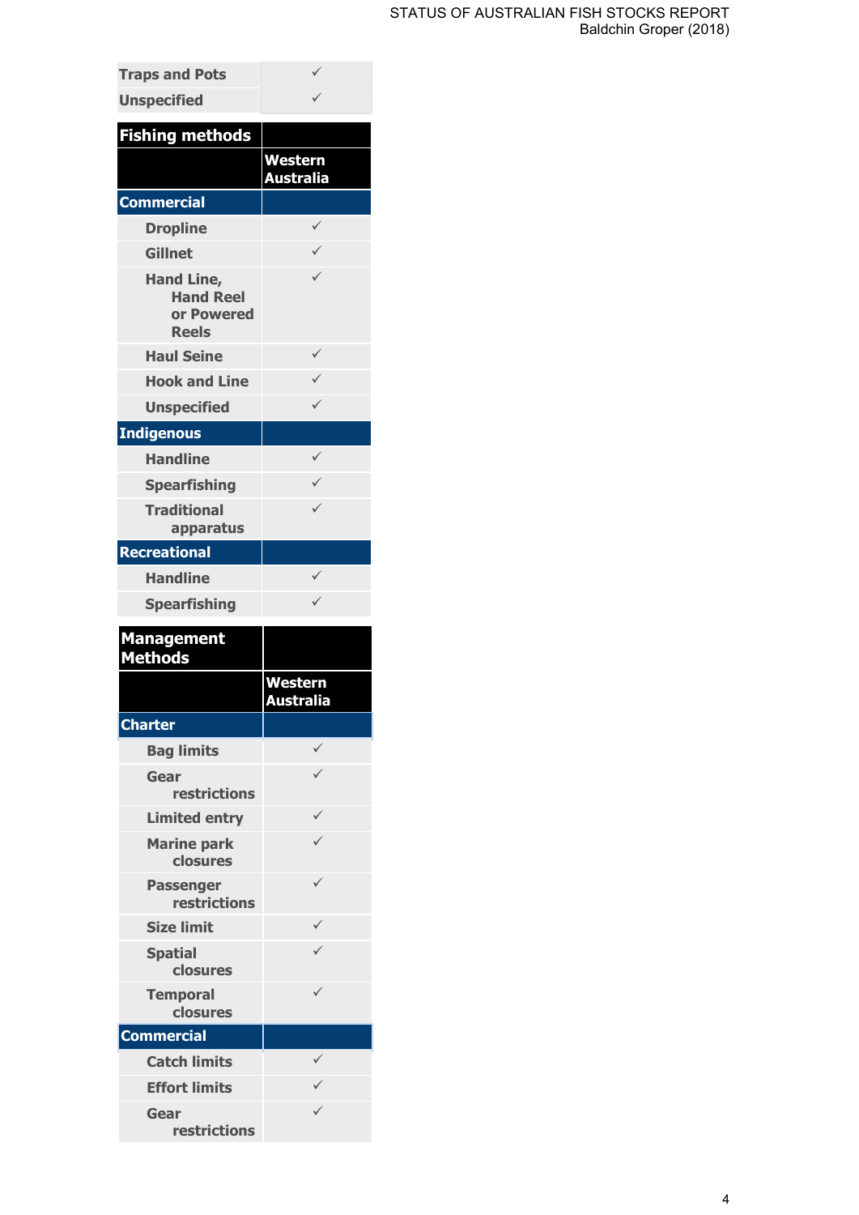| | |
|---|---|
| Traps and Pots | ✓ |
| Unspecified | ✓ |

| Fishing methods | |
|---|---|
| | Western Australia |
| **Commercial** | |
| Dropline | ✓ |
| Gillnet | ✓ |
| Hand Line, Hand Reel or Powered Reels | ✓ |
| Haul Seine | ✓ |
| Hook and Line | ✓ |
| Unspecified | ✓ |
| **Indigenous** | |
| Handline | ✓ |
| Spearfishing | ✓ |
| Traditional apparatus | ✓ |
| **Recreational** | |
| Handline | ✓ |
| Spearfishing | ✓ |

| Management Methods | |
|---|---|
| | Western Australia |
| **Charter** | |
| Bag limits | ✓ |
| Gear restrictions | ✓ |
| Limited entry | ✓ |
| Marine park closures | ✓ |
| Passenger restrictions | ✓ |
| Size limit | ✓ |
| Spatial closures | ✓ |
| Temporal closures | ✓ |
| **Commercial** | |
| Catch limits | ✓ |
| Effort limits | ✓ |
| Gear restrictions | ✓ |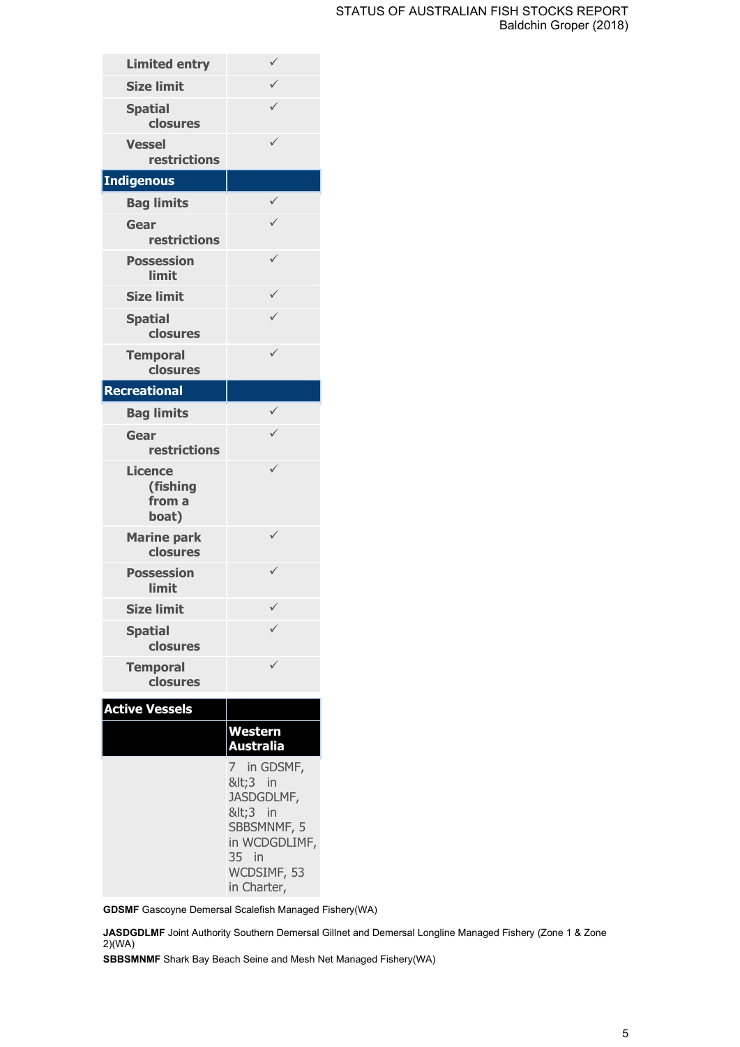| | |
|---|---|
| **Limited entry** | ✓ |
| **Size limit** | ✓ |
| **Spatial closures** | ✓ |
| **Vessel restrictions** | ✓ |
| **Indigenous** | |
| **Bag limits** | ✓ |
| **Gear restrictions** | ✓ |
| **Possession limit** | ✓ |
| **Size limit** | ✓ |
| **Spatial closures** | ✓ |
| **Temporal closures** | ✓ |
| **Recreational** | |
| **Bag limits** | ✓ |
| **Gear restrictions** | ✓ |
| **Licence (fishing from a boat)** | ✓ |
| **Marine park closures** | ✓ |
| **Possession limit** | ✓ |
| **Size limit** | ✓ |
| **Spatial closures** | ✓ |
| **Temporal closures** | ✓ |

| **Active Vessels** | |
|---|---|
| | **Western Australia** |
| | 7 in GDSMF, &lt;3 in JASDGDLMF, &lt;3 in SBBSMNMF, 5 in WCDGDLIMF, 35 in WCDSIMF, 53 in Charter, |

**GDSMF** Gascoyne Demersal Scalefish Managed Fishery(WA)

**JASDGDLMF** Joint Authority Southern Demersal Gillnet and Demersal Longline Managed Fishery (Zone 1 & Zone 2)(WA)

**SBBSMNMF** Shark Bay Beach Seine and Mesh Net Managed Fishery(WA)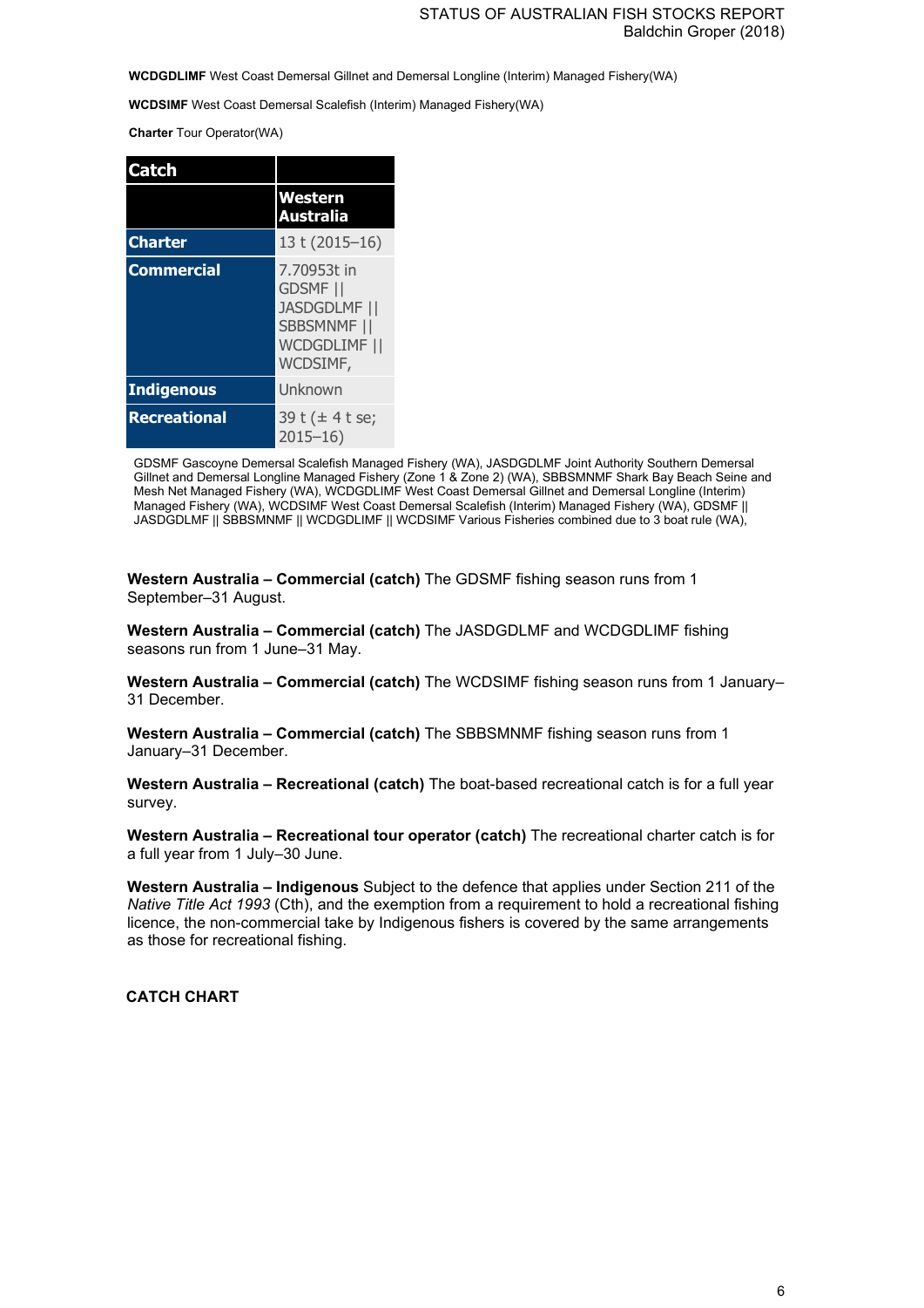**WCDGDLIMF** West Coast Demersal Gillnet and Demersal Longline (Interim) Managed Fishery(WA)

**WCDSIMF** West Coast Demersal Scalefish (Interim) Managed Fishery(WA)

**Charter** Tour Operator(WA)

| Catch | |
|---|---|
| | Western Australia |
| Charter | 13 t (2015–16) |
| Commercial | 7.70953t in GDSMF \|\| JASDGDLMF \|\| SBBSMNMF \|\| WCDGDLIMF \|\| WCDSIMF, |
| Indigenous | Unknown |
| Recreational | 39 t (± 4 t se; 2015–16) |

GDSMF Gascoyne Demersal Scalefish Managed Fishery (WA), JASDGDLMF Joint Authority Southern Demersal Gillnet and Demersal Longline Managed Fishery (Zone 1 & Zone 2) (WA), SBBSMNMF Shark Bay Beach Seine and Mesh Net Managed Fishery (WA), WCDGDLIMF West Coast Demersal Gillnet and Demersal Longline (Interim) Managed Fishery (WA), WCDSIMF West Coast Demersal Scalefish (Interim) Managed Fishery (WA), GDSMF || JASDGDLMF || SBBSMNMF || WCDGDLIMF || WCDSIMF Various Fisheries combined due to 3 boat rule (WA),

**Western Australia – Commercial (catch)** The GDSMF fishing season runs from 1 September–31 August.

**Western Australia – Commercial (catch)** The JASDGDLMF and WCDGDLIMF fishing seasons run from 1 June–31 May.

**Western Australia – Commercial (catch)** The WCDSIMF fishing season runs from 1 January–31 December.

**Western Australia – Commercial (catch)** The SBBSMNMF fishing season runs from 1 January–31 December.

**Western Australia – Recreational (catch)** The boat-based recreational catch is for a full year survey.

**Western Australia – Recreational tour operator (catch)** The recreational charter catch is for a full year from 1 July–30 June.

**Western Australia – Indigenous** Subject to the defence that applies under Section 211 of the *Native Title Act 1993* (Cth), and the exemption from a requirement to hold a recreational fishing licence, the non-commercial take by Indigenous fishers is covered by the same arrangements as those for recreational fishing.

## CATCH CHART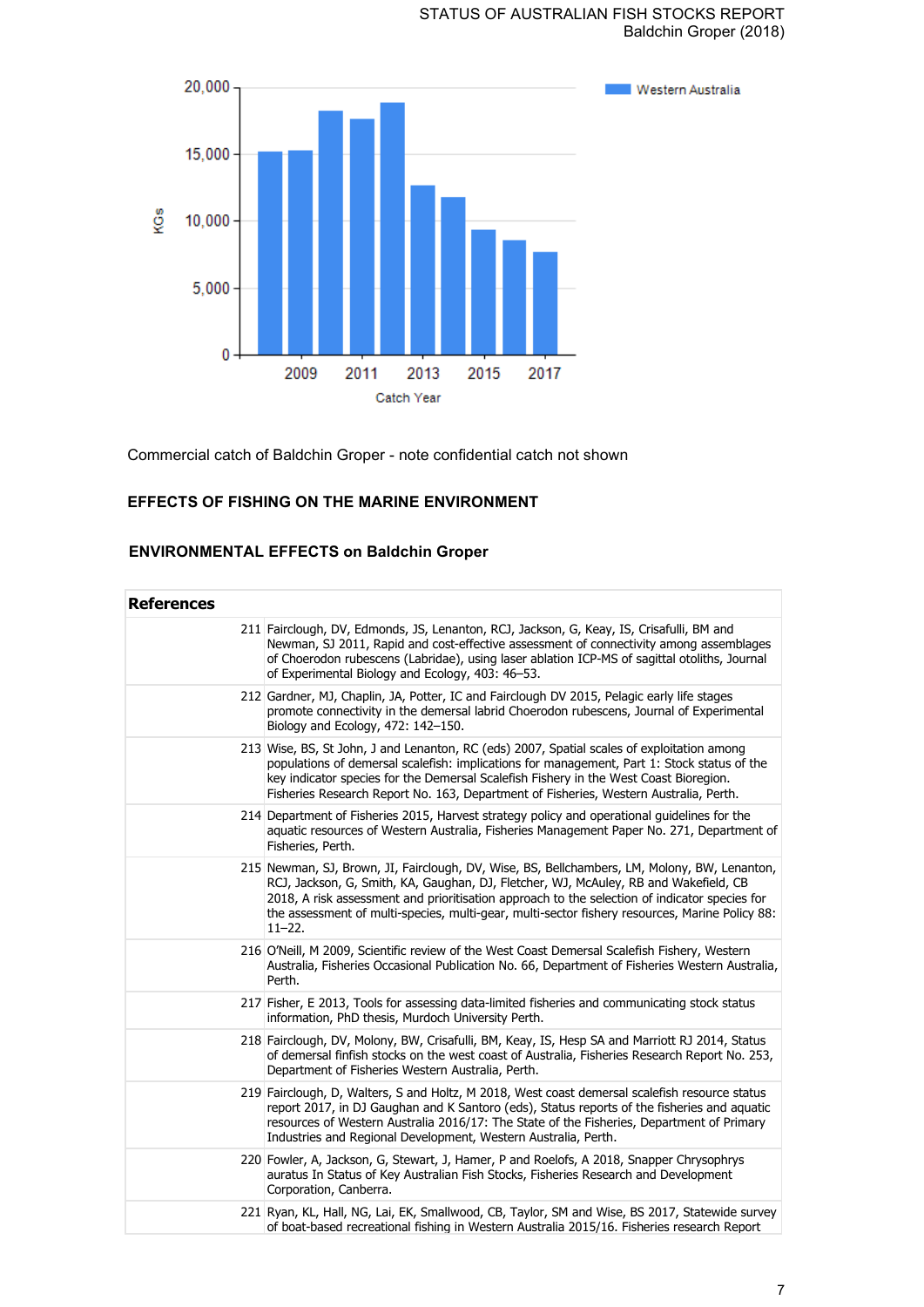Commercial catch of Baldchin Groper - note confidential catch not shown

## EFFECTS OF FISHING ON THE MARINE ENVIRONMENT

### ENVIRONMENTAL EFFECTS on Baldchin Groper

| References | |
|---|---|
| 211 | Fairclough, DV, Edmonds, JS, Lenanton, RCJ, Jackson, G, Keay, IS, Crisafulli, BM and Newman, SJ 2011, Rapid and cost-effective assessment of connectivity among assemblages of Choerodon rubescens (Labridae), using laser ablation ICP-MS of sagittal otoliths, Journal of Experimental Biology and Ecology, 403: 46–53. |
| 212 | Gardner, MJ, Chaplin, JA, Potter, IC and Fairclough DV 2015, Pelagic early life stages promote connectivity in the demersal labrid Choerodon rubescens, Journal of Experimental Biology and Ecology, 472: 142–150. |
| 213 | Wise, BS, St John, J and Lenanton, RC (eds) 2007, Spatial scales of exploitation among populations of demersal scalefish: implications for management, Part 1: Stock status of the key indicator species for the Demersal Scalefish Fishery in the West Coast Bioregion. Fisheries Research Report No. 163, Department of Fisheries, Western Australia, Perth. |
| 214 | Department of Fisheries 2015, Harvest strategy policy and operational guidelines for the aquatic resources of Western Australia, Fisheries Management Paper No. 271, Department of Fisheries, Perth. |
| 215 | Newman, SJ, Brown, JI, Fairclough, DV, Wise, BS, Bellchambers, LM, Molony, BW, Lenanton, RCJ, Jackson, G, Smith, KA, Gaughan, DJ, Fletcher, WJ, McAuley, RB and Wakefield, CB 2018, A risk assessment and prioritisation approach to the selection of indicator species for the assessment of multi-species, multi-gear, multi-sector fishery resources, Marine Policy 88: 11–22. |
| 216 | O'Neill, M 2009, Scientific review of the West Coast Demersal Scalefish Fishery, Western Australia, Fisheries Occasional Publication No. 66, Department of Fisheries Western Australia, Perth. |
| 217 | Fisher, E 2013, Tools for assessing data-limited fisheries and communicating stock status information, PhD thesis, Murdoch University Perth. |
| 218 | Fairclough, DV, Molony, BW, Crisafulli, BM, Keay, IS, Hesp SA and Marriott RJ 2014, Status of demersal finfish stocks on the west coast of Australia, Fisheries Research Report No. 253, Department of Fisheries Western Australia, Perth. |
| 219 | Fairclough, D, Walters, S and Holtz, M 2018, West coast demersal scalefish resource status report 2017, in DJ Gaughan and K Santoro (eds), Status reports of the fisheries and aquatic resources of Western Australia 2016/17: The State of the Fisheries, Department of Primary Industries and Regional Development, Western Australia, Perth. |
| 220 | Fowler, A, Jackson, G, Stewart, J, Hamer, P and Roelofs, A 2018, Snapper Chrysophrys auratus In Status of Key Australian Fish Stocks, Fisheries Research and Development Corporation, Canberra. |
| 221 | Ryan, KL, Hall, NG, Lai, EK, Smallwood, CB, Taylor, SM and Wise, BS 2017, Statewide survey of boat-based recreational fishing in Western Australia 2015/16. Fisheries research Report |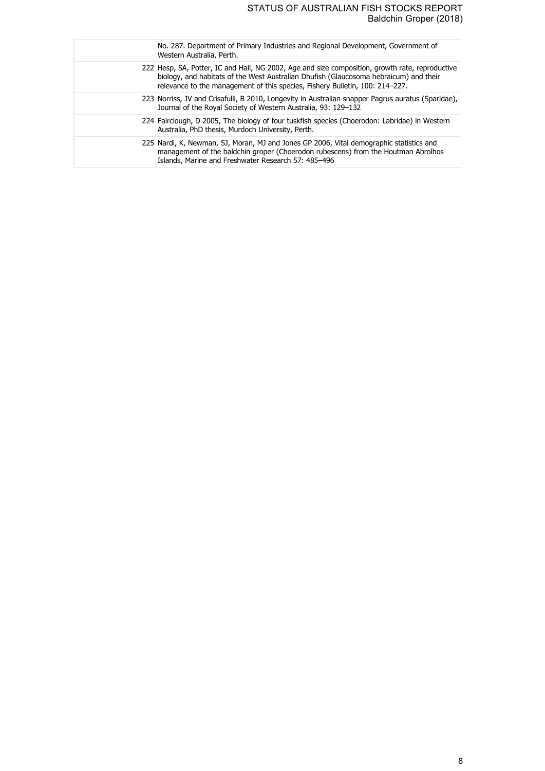| | |
|---|---|
| | No. 287. Department of Primary Industries and Regional Development, Government of Western Australia, Perth. |
| 222 | Hesp, SA, Potter, IC and Hall, NG 2002, Age and size composition, growth rate, reproductive biology, and habitats of the West Australian Dhufish (Glaucosoma hebraicum) and their relevance to the management of this species, Fishery Bulletin, 100: 214–227. |
| 223 | Norriss, JV and Crisafulli, B 2010, Longevity in Australian snapper Pagrus auratus (Sparidae), Journal of the Royal Society of Western Australia, 93: 129–132 |
| 224 | Fairclough, D 2005, The biology of four tuskfish species (Choerodon: Labridae) in Western Australia, PhD thesis, Murdoch University, Perth. |
| 225 | Nardi, K, Newman, SJ, Moran, MJ and Jones GP 2006, Vital demographic statistics and management of the baldchin groper (Choerodon rubescens) from the Houtman Abrolhos Islands, Marine and Freshwater Research 57: 485–496 |